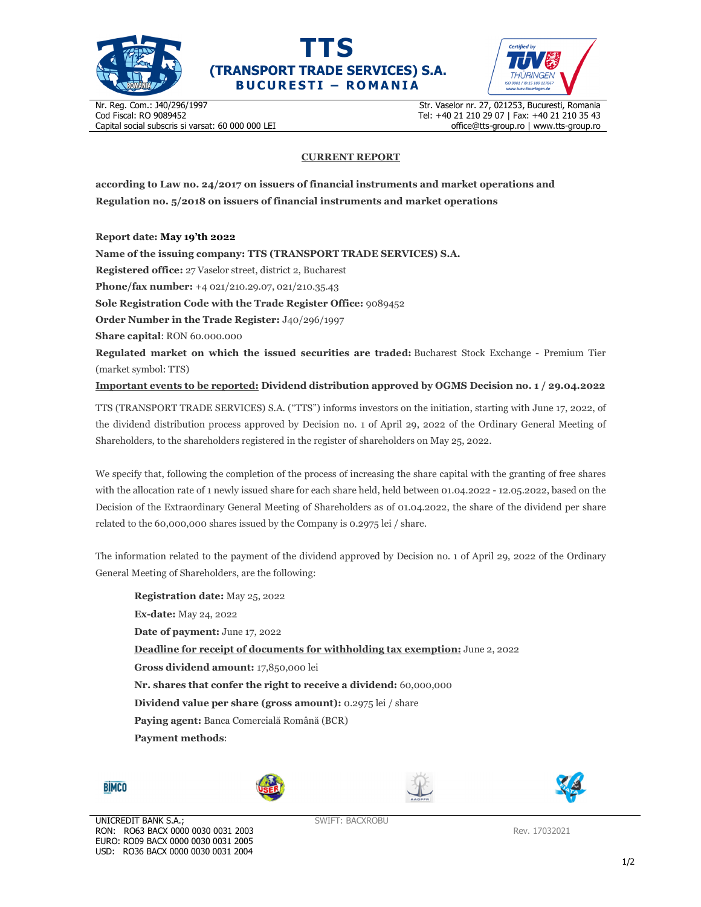# TTS

## (TRANSPORT TRADE SERVICES) S.A.

### BUCURESTI – ROMANIA

Nr. Reg. Com.: J40/296/1997
Cod Fiscal: RO 9089452
Capital social subscris si varsat: 60 000 000 LEI

Str. Vaselor nr. 27, 021253, Bucuresti, Romania
Tel: +40 21 210 29 07 | Fax: +40 21 210 35 43
office@tts-group.ro | www.tts-group.ro

## CURRENT REPORT

**according to Law no. 24/2017 on issuers of financial instruments and market operations and Regulation no. 5/2018 on issuers of financial instruments and market operations**

**Report date: May 19'th 2022**

**Name of the issuing company: TTS (TRANSPORT TRADE SERVICES) S.A.**

**Registered office:** 27 Vaselor street, district 2, Bucharest

**Phone/fax number:** +4 021/210.29.07, 021/210.35.43

**Sole Registration Code with the Trade Register Office:** 9089452

**Order Number in the Trade Register:** J40/296/1997

**Share capital**: RON 60.000.000

**Regulated market on which the issued securities are traded:** Bucharest Stock Exchange - Premium Tier (market symbol: TTS)

**Important events to be reported: Dividend distribution approved by OGMS Decision no. 1 / 29.04.2022**

TTS (TRANSPORT TRADE SERVICES) S.A. ("TTS") informs investors on the initiation, starting with June 17, 2022, of the dividend distribution process approved by Decision no. 1 of April 29, 2022 of the Ordinary General Meeting of Shareholders, to the shareholders registered in the register of shareholders on May 25, 2022.

We specify that, following the completion of the process of increasing the share capital with the granting of free shares with the allocation rate of 1 newly issued share for each share held, held between 01.04.2022 - 12.05.2022, based on the Decision of the Extraordinary General Meeting of Shareholders as of 01.04.2022, the share of the dividend per share related to the 60,000,000 shares issued by the Company is 0.2975 lei / share.

The information related to the payment of the dividend approved by Decision no. 1 of April 29, 2022 of the Ordinary General Meeting of Shareholders, are the following:

- **Registration date:** May 25, 2022
- **Ex-date:** May 24, 2022
- **Date of payment:** June 17, 2022
- **Deadline for receipt of documents for withholding tax exemption:** June 2, 2022
- **Gross dividend amount:** 17,850,000 lei
- **Nr. shares that confer the right to receive a dividend:** 60,000,000
- **Dividend value per share (gross amount):** 0.2975 lei / share
- **Paying agent:** Banca Comercială Română (BCR)
- **Payment methods**:

UNICREDIT BANK S.A.;
RON: RO63 BACX 0000 0030 0031 2003
EURO: RO09 BACX 0000 0030 0031 2005
USD: RO36 BACX 0000 0030 0031 2004

SWIFT: BACXROBU

Rev. 17032021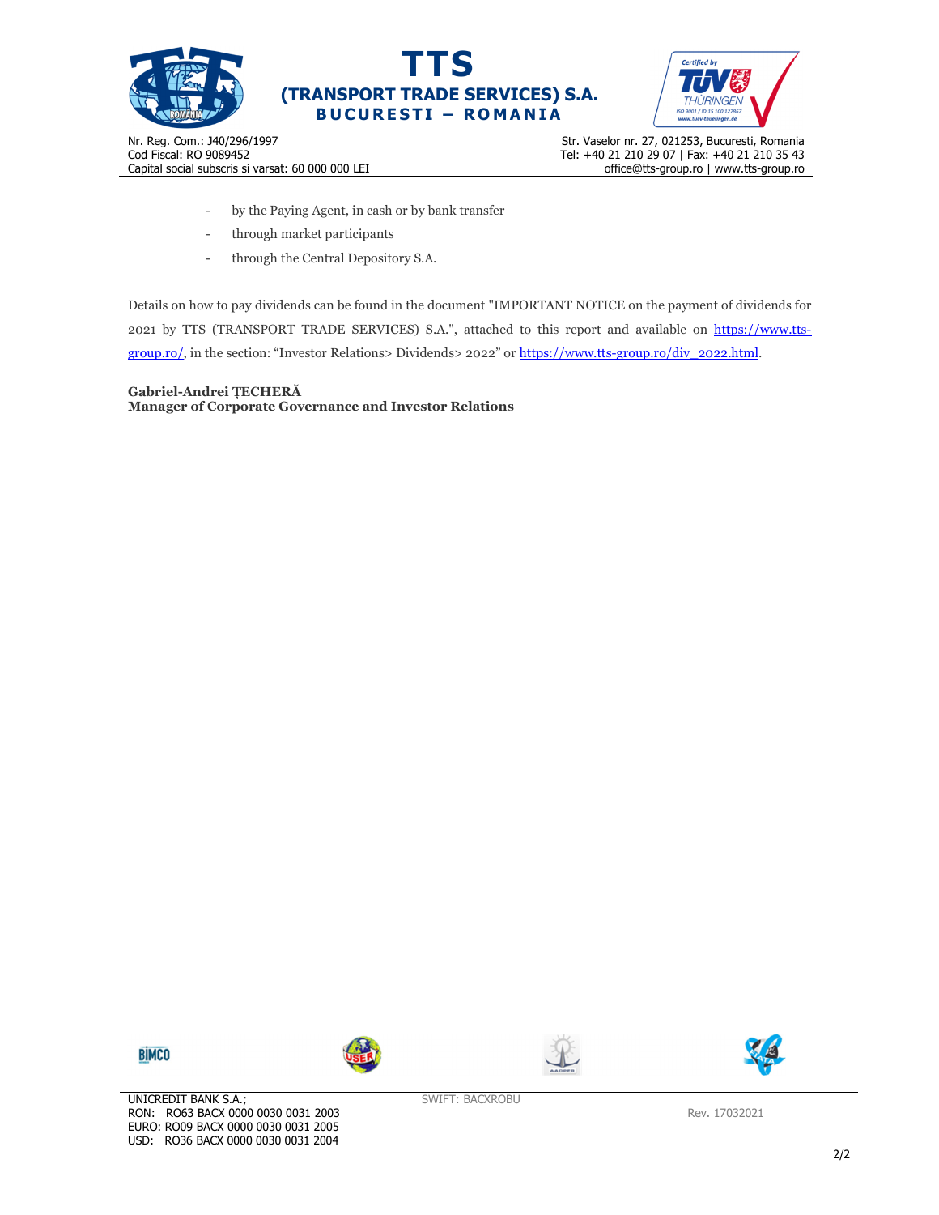- by the Paying Agent, in cash or by bank transfer
- through market participants
- through the Central Depository S.A.

Details on how to pay dividends can be found in the document "IMPORTANT NOTICE on the payment of dividends for 2021 by TTS (TRANSPORT TRADE SERVICES) S.A.", attached to this report and available on [https://www.tts-group.ro/](https://www.tts-group.ro/), in the section: "Investor Relations> Dividends> 2022" or [https://www.tts-group.ro/div_2022.html](https://www.tts-group.ro/div_2022.html).

**Gabriel-Andrei ŢECHERĂ**
**Manager of Corporate Governance and Investor Relations**